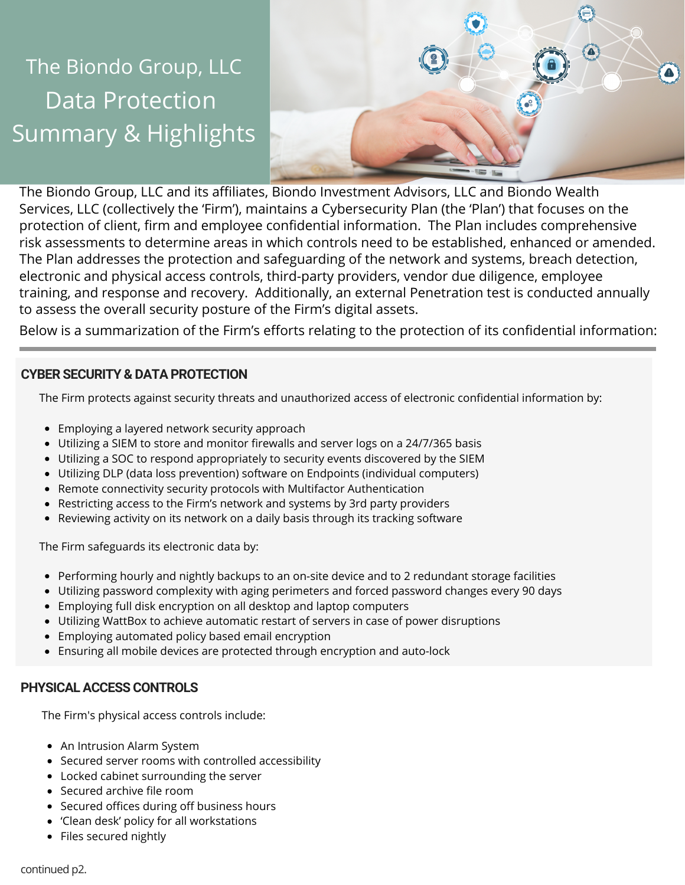# The Biondo Group, LLC Data Protection Summary & Highlights

The Biondo Group, LLC and its affiliates, Biondo Investment Advisors, LLC and Biondo Wealth Services, LLC (collectively the 'Firm'), maintains a Cybersecurity Plan (the 'Plan') that focuses on the protection of client, firm and employee confidential information. The Plan includes comprehensive risk assessments to determine areas in which controls need to be established, enhanced or amended. The Plan addresses the protection and safeguarding of the network and systems, breach detection, electronic and physical access controls, third-party providers, vendor due diligence, employee training, and response and recovery. Additionally, an external Penetration test is conducted annually to assess the overall security posture of the Firm's digital assets.

Below is a summarization of the Firm's efforts relating to the protection of its confidential information:

## CYBER SECURITY & DATA PROTECTION

The Firm protects against security threats and unauthorized access of electronic confidential information by:

- Employing a layered network security approach
- Utilizing a SIEM to store and monitor firewalls and server logs on a 24/7/365 basis
- Utilizing a SOC to respond appropriately to security events discovered by the SIEM
- Utilizing DLP (data loss prevention) software on Endpoints (individual computers)
- Remote connectivity security protocols with Multifactor Authentication
- Restricting access to the Firm's network and systems by 3rd party providers
- Reviewing activity on its network on a daily basis through its tracking software

The Firm safeguards its electronic data by:

- Performing hourly and nightly backups to an on-site device and to 2 redundant storage facilities
- Utilizing password complexity with aging perimeters and forced password changes every 90 days
- Employing full disk encryption on all desktop and laptop computers
- Utilizing WattBox to achieve automatic restart of servers in case of power disruptions
- Employing automated policy based email encryption
- Ensuring all mobile devices are protected through encryption and auto-lock

## PHYSICAL ACCESS CONTROLS

The Firm's physical access controls include:

- An Intrusion Alarm System
- Secured server rooms with controlled accessibility
- Locked cabinet surrounding the server
- Secured archive file room
- Secured offices during off business hours
- 'Clean desk' policy for all workstations
- Files secured nightly

continued p2.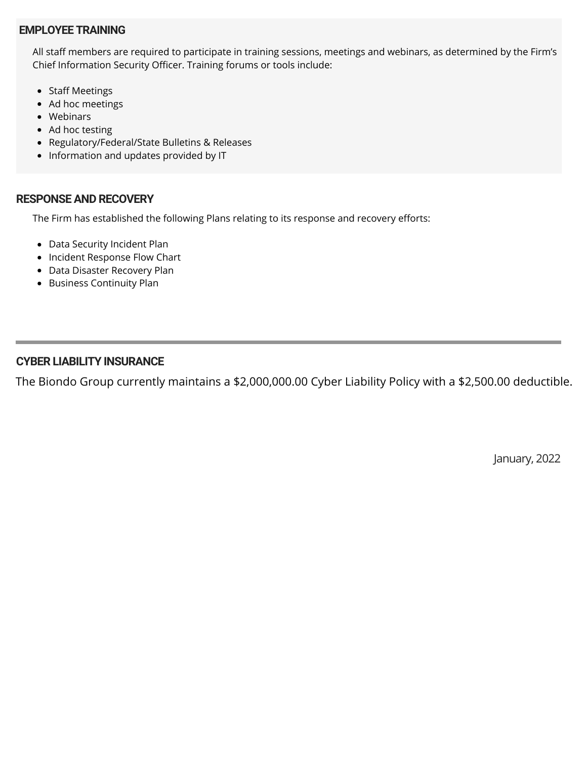## EMPLOYEE TRAINING

All staff members are required to participate in training sessions, meetings and webinars, as determined by the Firm's Chief Information Security Officer. Training forums or tools include:

- Staff Meetings
- Ad hoc meetings
- Webinars
- Ad hoc testing
- Regulatory/Federal/State Bulletins & Releases
- Information and updates provided by IT

## RESPONSE AND RECOVERY

The Firm has established the following Plans relating to its response and recovery efforts:

- Data Security Incident Plan
- Incident Response Flow Chart
- Data Disaster Recovery Plan
- Business Continuity Plan

---

## CYBER LIABILITY INSURANCE

The Biondo Group currently maintains a $2,000,000.00 Cyber Liability Policy with a $2,500.00 deductible.

January, 2022